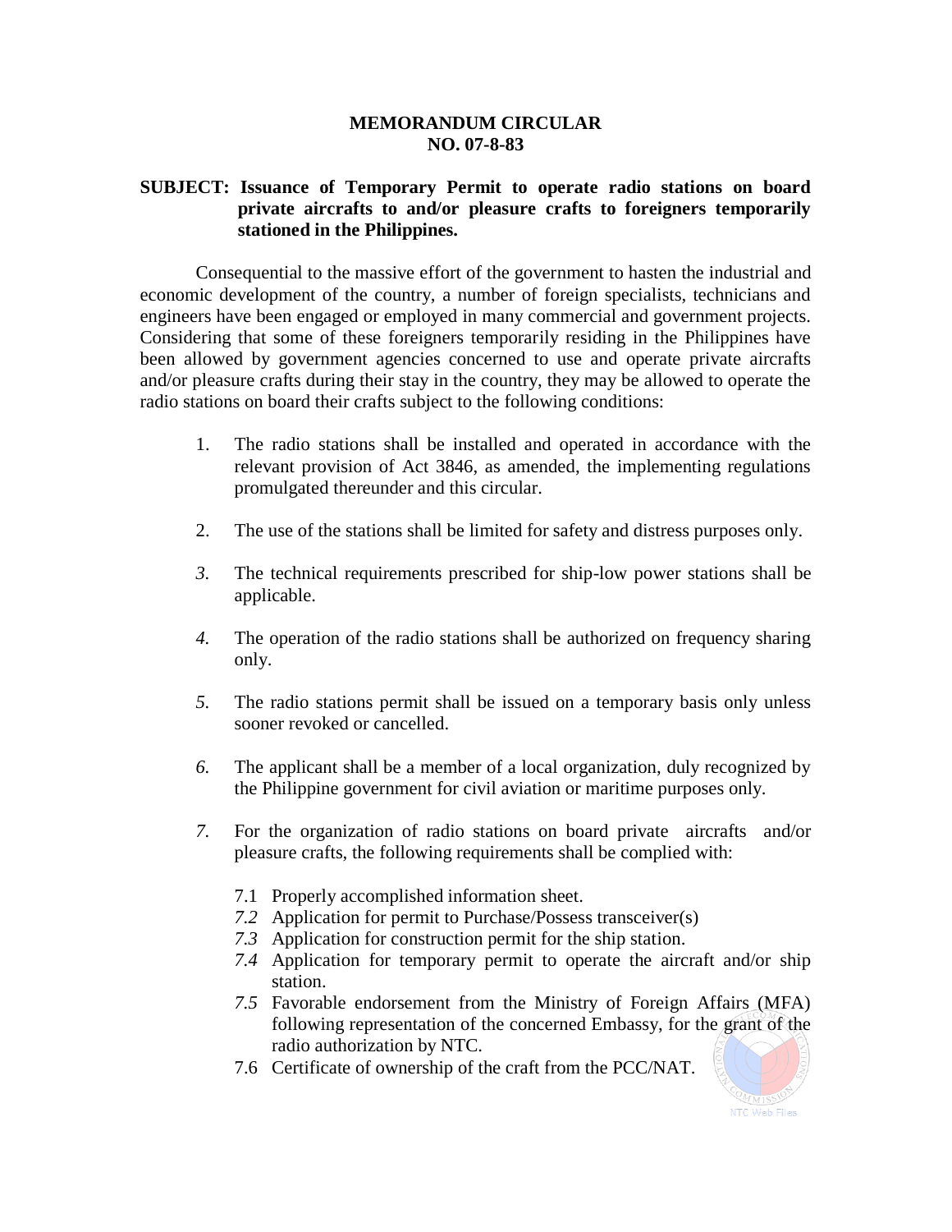**MEMORANDUM CIRCULAR**
**NO. 07-8-83**

**SUBJECT: Issuance of Temporary Permit to operate radio stations on board private aircrafts to and/or pleasure crafts to foreigners temporarily stationed in the Philippines.**

Consequential to the massive effort of the government to hasten the industrial and economic development of the country, a number of foreign specialists, technicians and engineers have been engaged or employed in many commercial and government projects. Considering that some of these foreigners temporarily residing in the Philippines have been allowed by government agencies concerned to use and operate private aircrafts and/or pleasure crafts during their stay in the country, they may be allowed to operate the radio stations on board their crafts subject to the following conditions:

1. The radio stations shall be installed and operated in accordance with the relevant provision of Act 3846, as amended, the implementing regulations promulgated thereunder and this circular.

2. The use of the stations shall be limited for safety and distress purposes only.

3. The technical requirements prescribed for ship-low power stations shall be applicable.

4. The operation of the radio stations shall be authorized on frequency sharing only.

5. The radio stations permit shall be issued on a temporary basis only unless sooner revoked or cancelled.

6. The applicant shall be a member of a local organization, duly recognized by the Philippine government for civil aviation or maritime purposes only.

7. For the organization of radio stations on board private aircrafts and/or pleasure crafts, the following requirements shall be complied with:

   7.1 Properly accomplished information sheet.
   7.2 Application for permit to Purchase/Possess transceiver(s)
   7.3 Application for construction permit for the ship station.
   7.4 Application for temporary permit to operate the aircraft and/or ship station.
   7.5 Favorable endorsement from the Ministry of Foreign Affairs (MFA) following representation of the concerned Embassy, for the grant of the radio authorization by NTC.
   7.6 Certificate of ownership of the craft from the PCC/NAT.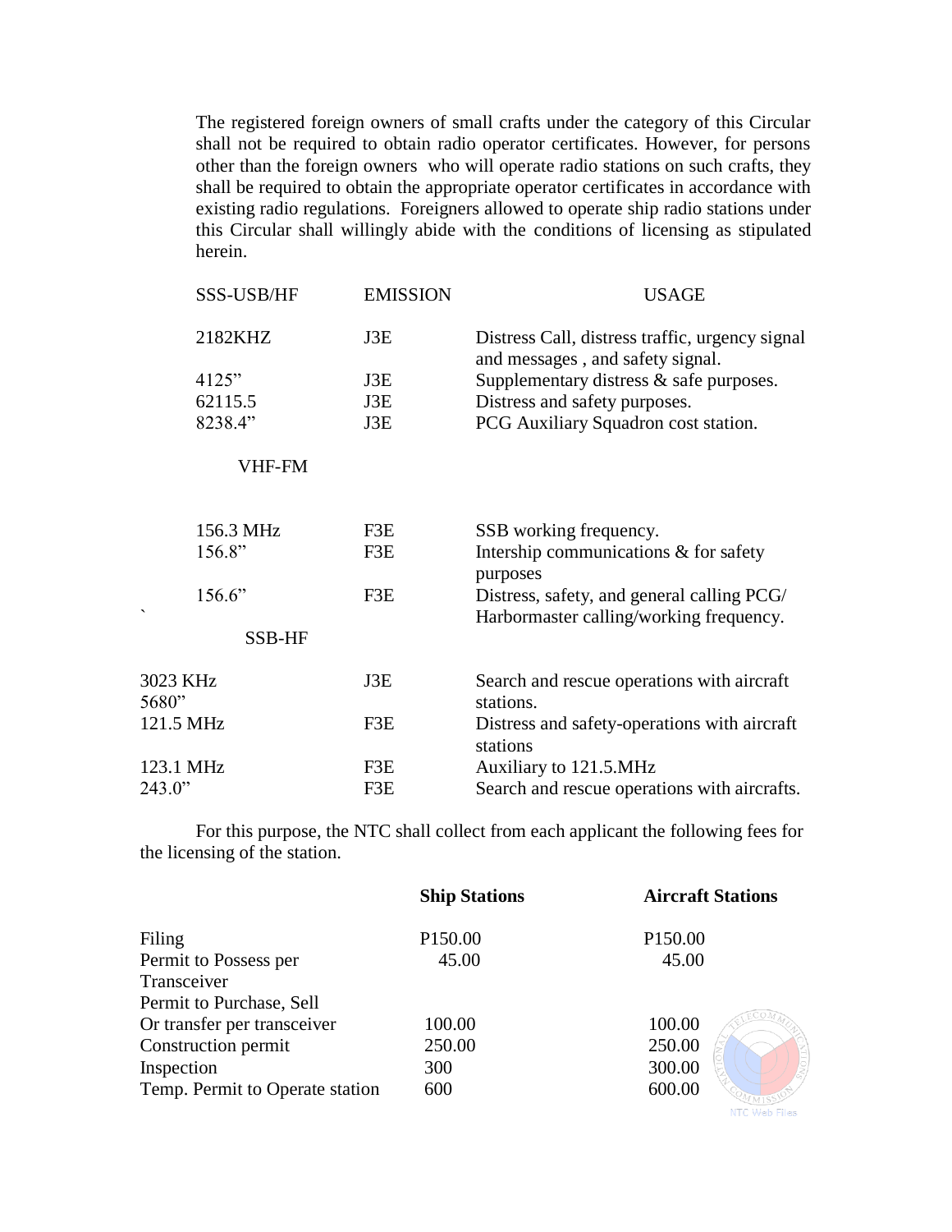The registered foreign owners of small crafts under the category of this Circular shall not be required to obtain radio operator certificates. However, for persons other than the foreign owners who will operate radio stations on such crafts, they shall be required to obtain the appropriate operator certificates in accordance with existing radio regulations. Foreigners allowed to operate ship radio stations under this Circular shall willingly abide with the conditions of licensing as stipulated herein.

| SSS-USB/HF | EMISSION | USAGE |
|---|---|---|
| 2182KHZ | J3E | Distress Call, distress traffic, urgency signal and messages , and safety signal. |
| 4125" | J3E | Supplementary distress & safe purposes. |
| 62115.5 | J3E | Distress and safety purposes. |
| 8238.4" | J3E | PCG Auxiliary Squadron cost station. |
| **VHF-FM** | | |
| 156.3 MHz | F3E | SSB working frequency. |
| 156.8" | F3E | Intership communications & for safety purposes |
| 156.6" | F3E | Distress, safety, and general calling PCG/ Harbormaster calling/working frequency. |
| **SSB-HF** | | |
| 3023 KHz<br>5680" | J3E | Search and rescue operations with aircraft stations. |
| 121.5 MHz | F3E | Distress and safety-operations with aircraft stations |
| 123.1 MHz | F3E | Auxiliary to 121.5.MHz |
| 243.0" | F3E | Search and rescue operations with aircrafts. |

For this purpose, the NTC shall collect from each applicant the following fees for the licensing of the station.

| | Ship Stations | Aircraft Stations |
|---|---|---|
| Filing | P150.00 | P150.00 |
| Permit to Possess per Transceiver | 45.00 | 45.00 |
| Permit to Purchase, Sell Or transfer per transceiver | 100.00 | 100.00 |
| Construction permit | 250.00 | 250.00 |
| Inspection | 300 | 300.00 |
| Temp. Permit to Operate station | 600 | 600.00 |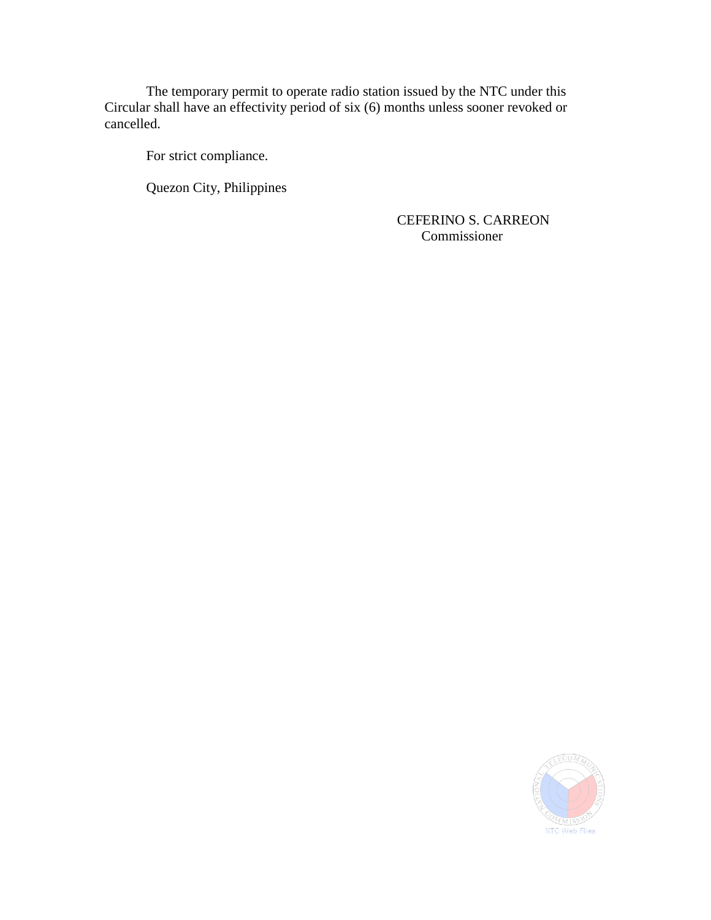The temporary permit to operate radio station issued by the NTC under this Circular shall have an effectivity period of six (6) months unless sooner revoked or cancelled.

For strict compliance.

Quezon City, Philippines

CEFERINO S. CARREON
Commissioner